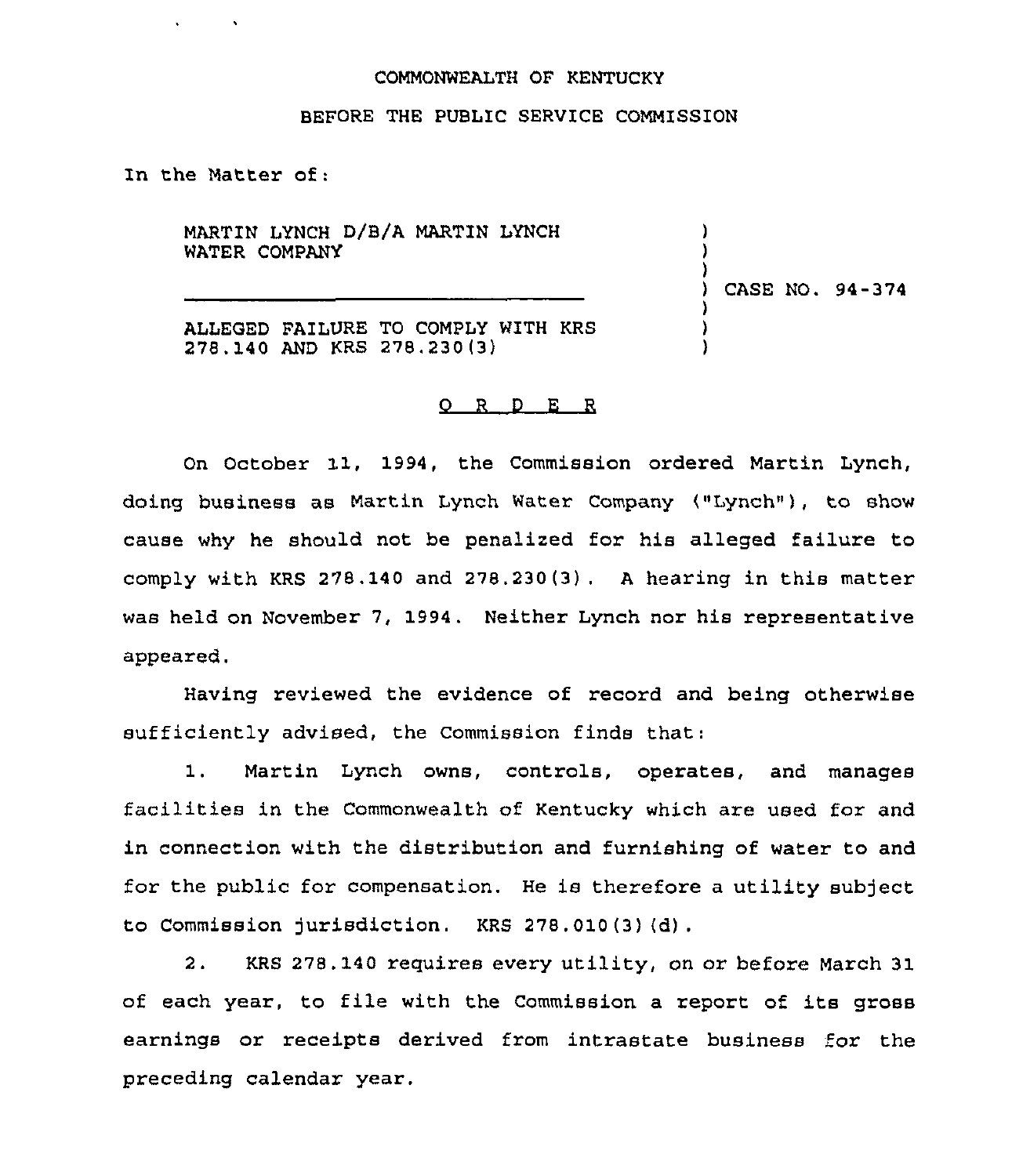COMMONWEALTH OF KENTUCKY

BEFORE THE PUBLIC SERVICE COMMISSION

In the Matter of:

MARTIN LYNCH D/B/A MARTIN LYNCH WATER COMPANY

ALLEGED FAILURE TO COMPLY WITH KRS 278.140 AND KRS 278.230(3)

CASE NO. 94-374

O R D E R

On October 11, 1994, the Commission ordered Martin Lynch, doing business as Martin Lynch Water Company ("Lynch"), to show cause why he should not be penalized for his alleged failure to comply with KRS 278.140 and 278.230(3). A hearing in this matter was held on November 7, 1994. Neither Lynch nor his representative appeared.

Having reviewed the evidence of record and being otherwise sufficiently advised, the Commission finds that:

1. Martin Lynch owns, controls, operates, and manages facilities in the Commonwealth of Kentucky which are used for and in connection with the distribution and furnishing of water to and for the public for compensation. He is therefore a utility subject to Commission jurisdiction. KRS 278.010(3)(d).

2. KRS 278.140 requires every utility, on or before March 31 of each year, to file with the Commission a report of its gross earnings or receipts derived from intrastate business for the preceding calendar year.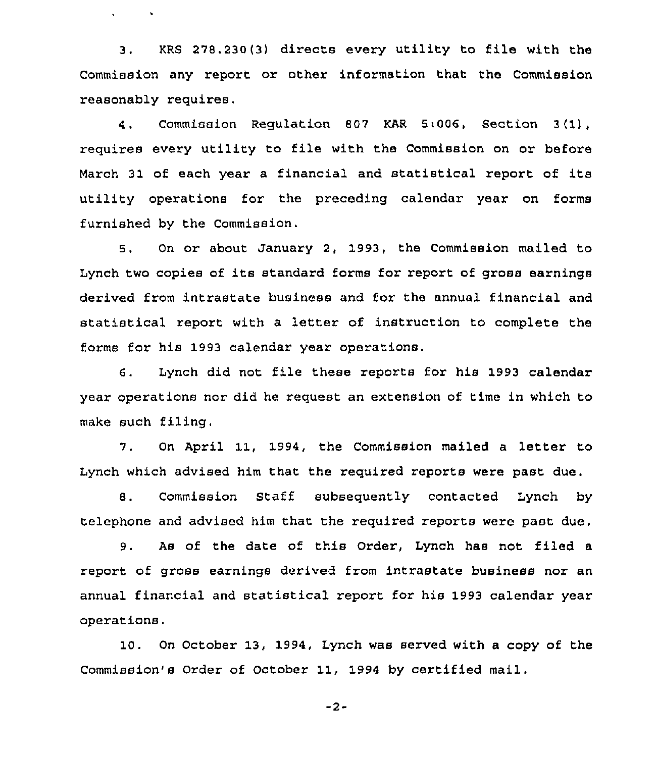3. KRS 278.230(3) directs every utility to file with the Commission any report or other information that the Commission reasonably requires.

4. Commission Regulation 807 KAR 5:006, Section 3(1), requires every utility to file with the Commission on or before March 31 of each year a financial and statistical report of its utility operations for the preceding calendar year on forms furnished by the Commission.

5. On or about January 2, 1993, the Commission mailed to Lynch two copies of its standard forms for report of gross earnings derived from intrastate business and for the annual financial and statistical report with a letter of instruction to complete the forms for his 1993 calendar year operations.

6. Lynch did not file these reports for his 1993 calendar year operations nor did he request an extension of time in which to make such filing.

7. On April 11, 1994, the Commission mailed a letter to Lynch which advised him that the required reports were past due.

8. Commission Staff subsequently contacted Lynch by telephone and advised him that the required reports were past due.

9. As of the date of this Order, Lynch has not filed a report of gross earnings derived from intrastate business nor an annual financial and statistical report for his 1993 calendar year operations.

10. On October 13, 1994, Lynch was served with a copy of the Commission's Order of October 11, 1994 by certified mail.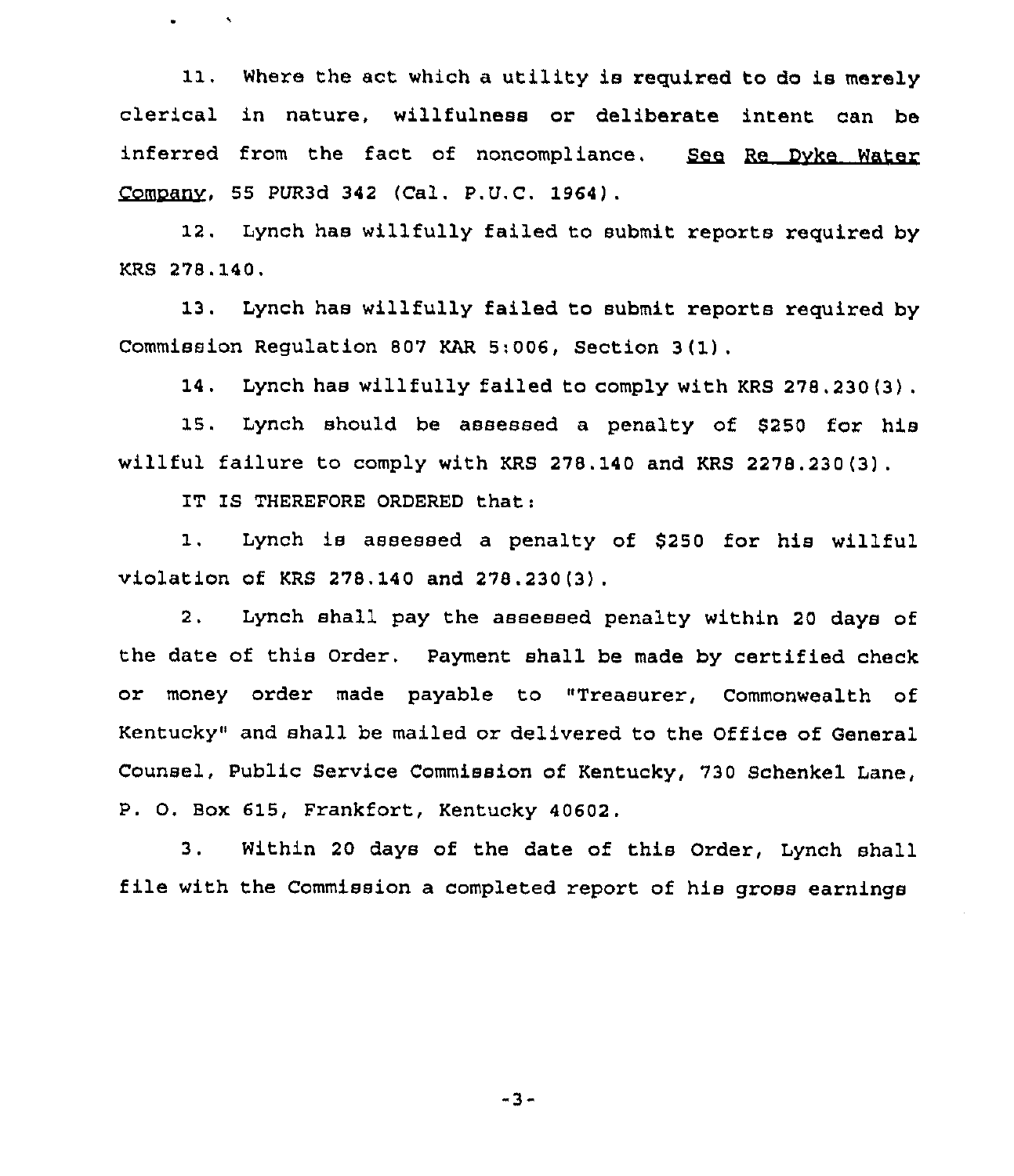11. Where the act which a utility is required to do is merely clerical in nature, willfulness or deliberate intent can be inferred from the fact of noncompliance. See Re Dyke Water Company, 55 PUR3d 342 (Cal. P.U.C. 1964).

12. Lynch has willfully failed to submit reports required by KRS 278.140.

13. Lynch has willfully failed to submit reports required by Commission Regulation 807 KAR 5:006, Section 3(1).

14. Lynch has willfully failed to comply with KRS 278.230(3).

15. Lynch should be assessed a penalty of $250 for his willful failure to comply with KRS 278.140 and KRS 2278.230(3).

IT IS THEREFORE ORDERED that:

1. Lynch is assessed a penalty of $250 for his willful violation of KRS 278.140 and 278.230(3).

2. Lynch shall pay the assessed penalty within 20 days of the date of this Order. Payment shall be made by certified check or money order made payable to "Treasurer, Commonwealth of Kentucky" and shall be mailed or delivered to the Office of General Counsel, Public Service Commission of Kentucky, 730 Schenkel Lane, P. O. Box 615, Frankfort, Kentucky 40602.

3. Within 20 days of the date of this Order, Lynch shall file with the Commission a completed report of his gross earnings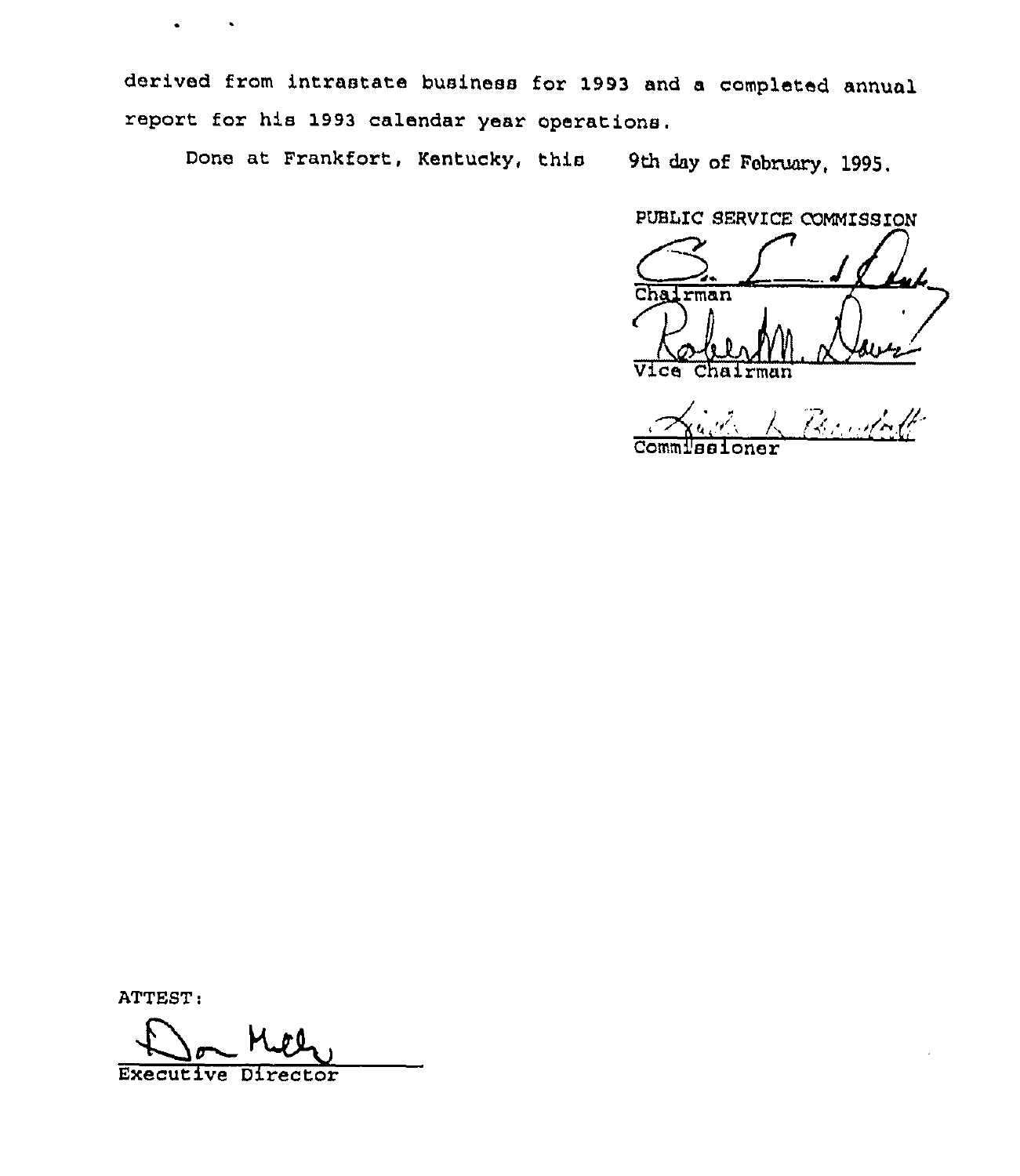derived from intrastate business for 1993 and a completed annual report for his 1993 calendar year operations.

Done at Frankfort, Kentucky, this 9th day of February, 1995.

PUBLIC SERVICE COMMISSION

Chairman

Vice Chairman

Commissioner

ATTEST:

Executive Director